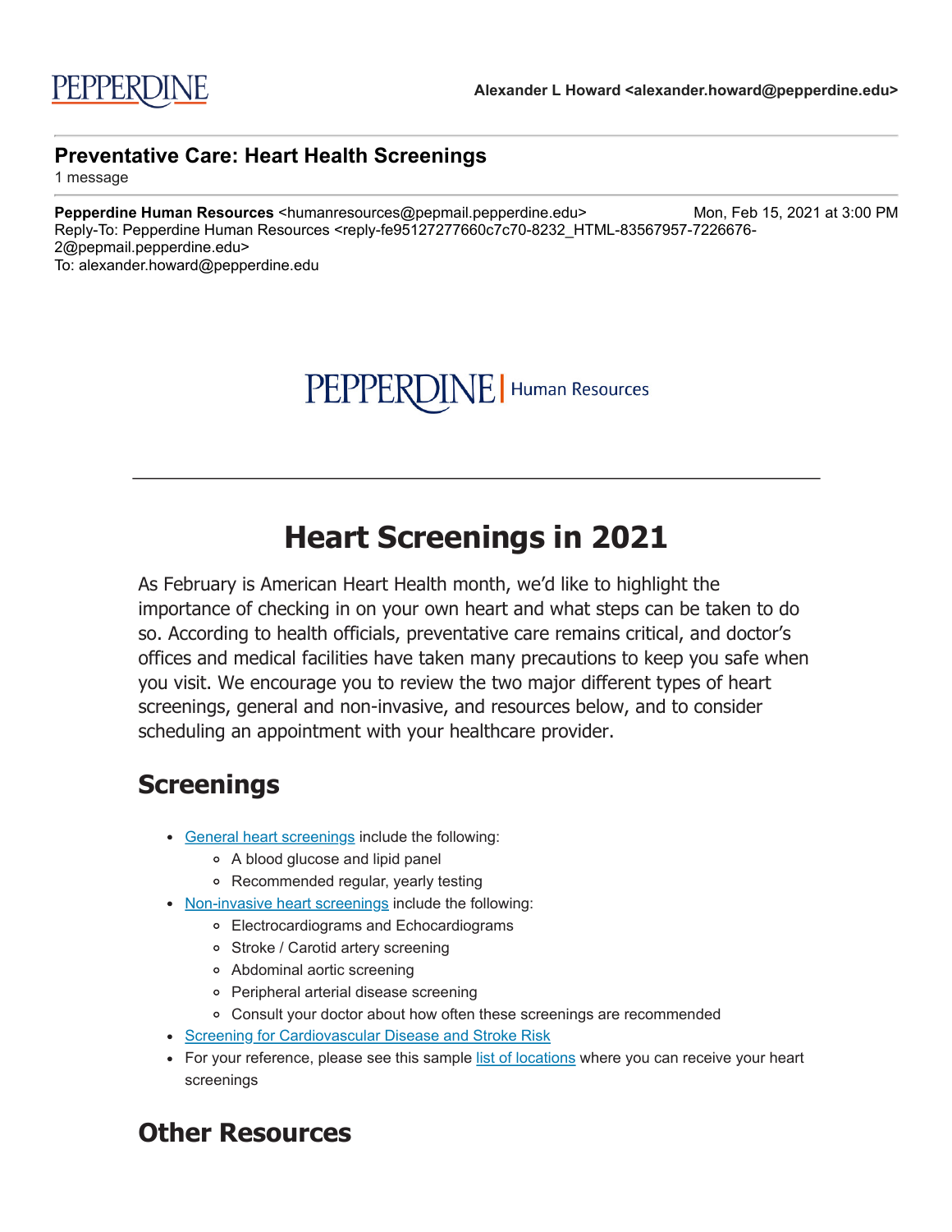PEPPERDINE

**Alexander L Howard <alexander.howard@pepperdine.edu>**

---

**Preventative Care: Heart Health Screenings**

1 message

---

**Pepperdine Human Resources** <humanresources@pepmail.pepperdine.edu> Mon, Feb 15, 2021 at 3:00 PM
Reply-To: Pepperdine Human Resources <reply-fe95127277660c7c70-8232_HTML-83567957-7226676-2@pepmail.pepperdine.edu>
To: alexander.howard@pepperdine.edu

PEPPERDINE | Human Resources

---

# Heart Screenings in 2021

As February is American Heart Health month, we'd like to highlight the importance of checking in on your own heart and what steps can be taken to do so. According to health officials, preventative care remains critical, and doctor's offices and medical facilities have taken many precautions to keep you safe when you visit. We encourage you to review the two major different types of heart screenings, general and non-invasive, and resources below, and to consider scheduling an appointment with your healthcare provider.

## Screenings

- General heart screenings include the following:
  - A blood glucose and lipid panel
  - Recommended regular, yearly testing
- Non-invasive heart screenings include the following:
  - Electrocardiograms and Echocardiograms
  - Stroke / Carotid artery screening
  - Abdominal aortic screening
  - Peripheral arterial disease screening
  - Consult your doctor about how often these screenings are recommended
- Screening for Cardiovascular Disease and Stroke Risk
- For your reference, please see this sample list of locations where you can receive your heart screenings

## Other Resources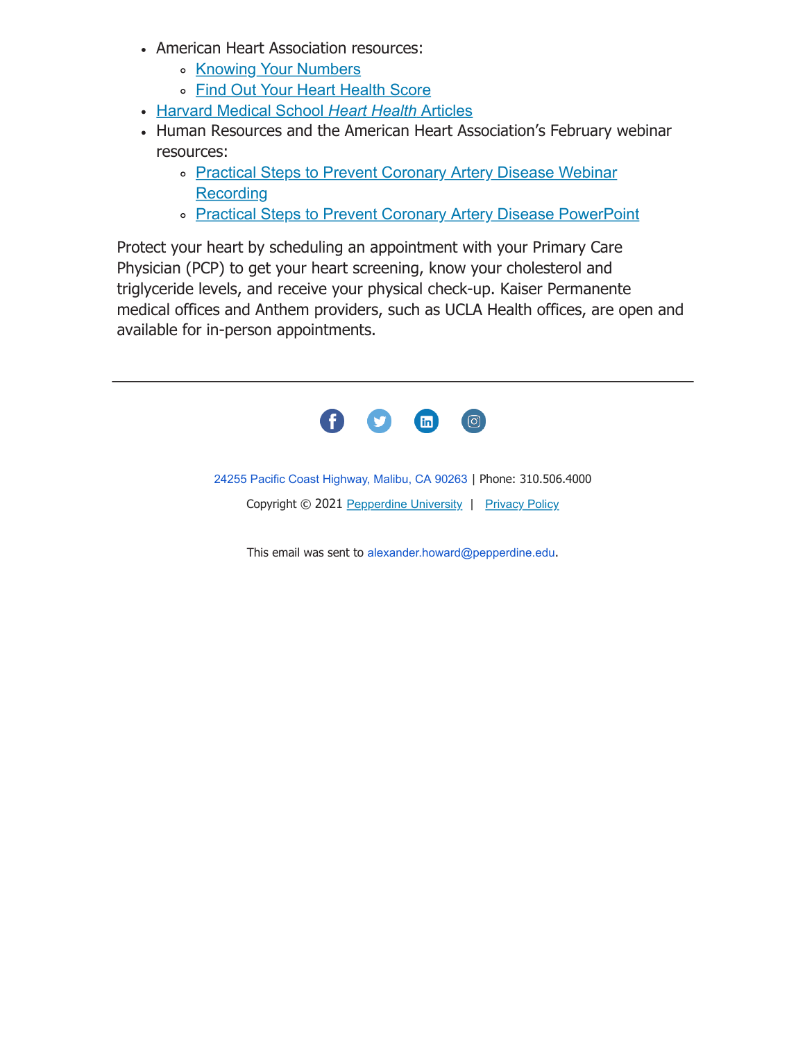- American Heart Association resources:
  - Knowing Your Numbers
  - Find Out Your Heart Health Score
- Harvard Medical School *Heart Health* Articles
- Human Resources and the American Heart Association's February webinar resources:
  - Practical Steps to Prevent Coronary Artery Disease Webinar Recording
  - Practical Steps to Prevent Coronary Artery Disease PowerPoint

Protect your heart by scheduling an appointment with your Primary Care Physician (PCP) to get your heart screening, know your cholesterol and triglyceride levels, and receive your physical check-up. Kaiser Permanente medical offices and Anthem providers, such as UCLA Health offices, are open and available for in-person appointments.

---

24255 Pacific Coast Highway, Malibu, CA 90263 | Phone: 310.506.4000

Copyright © 2021 Pepperdine University | Privacy Policy

This email was sent to alexander.howard@pepperdine.edu.